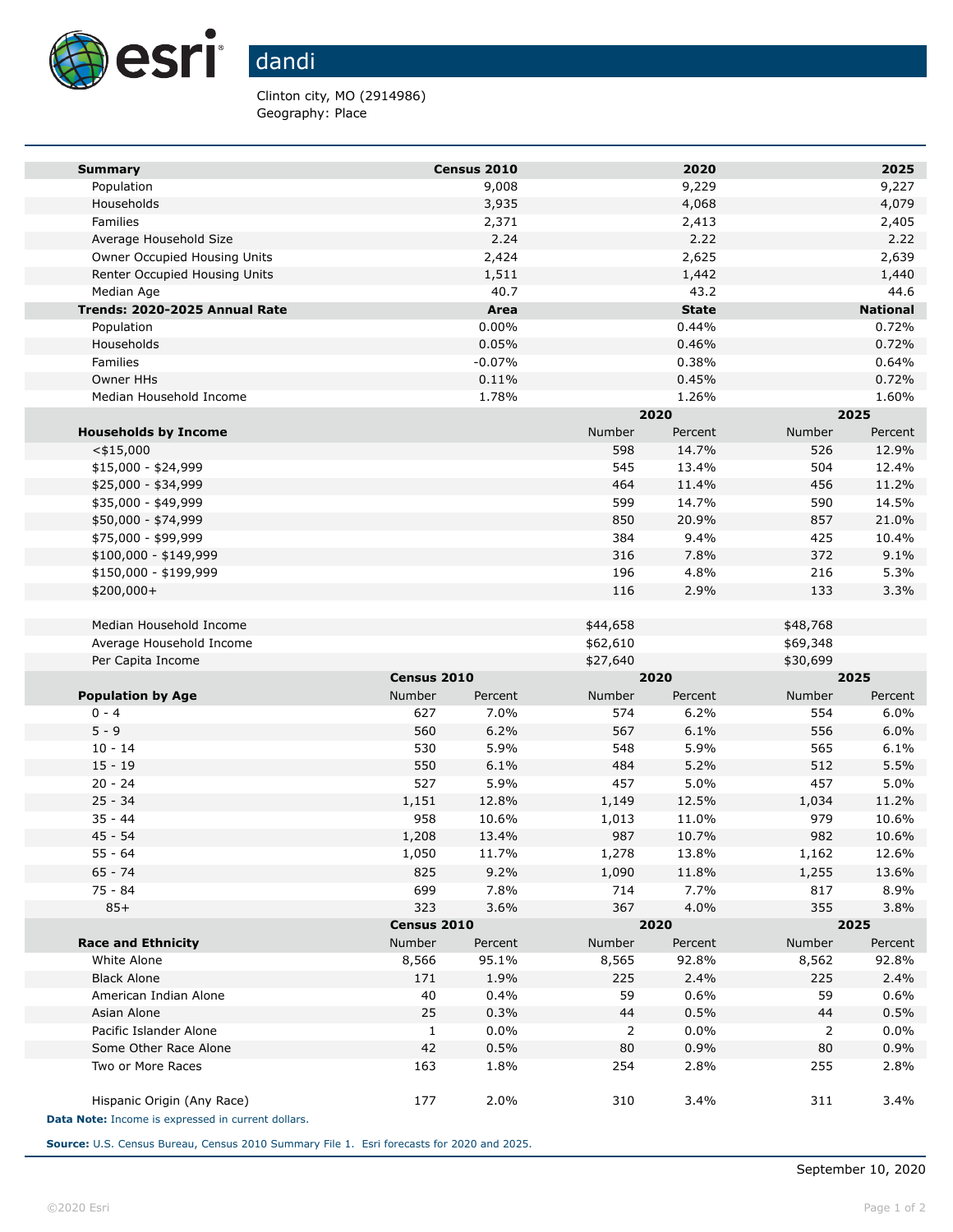# dandi

Clinton city, MO (2914986)
Geography: Place

| Summary | Census 2010 | 2020 | 2025 |
|---|---|---|---|
| Population | 9,008 | 9,229 | 9,227 |
| Households | 3,935 | 4,068 | 4,079 |
| Families | 2,371 | 2,413 | 2,405 |
| Average Household Size | 2.24 | 2.22 | 2.22 |
| Owner Occupied Housing Units | 2,424 | 2,625 | 2,639 |
| Renter Occupied Housing Units | 1,511 | 1,442 | 1,440 |
| Median Age | 40.7 | 43.2 | 44.6 |

| Trends: 2020-2025 Annual Rate | Area | State | National |
|---|---|---|---|
| Population | 0.00% | 0.44% | 0.72% |
| Households | 0.05% | 0.46% | 0.72% |
| Families | -0.07% | 0.38% | 0.64% |
| Owner HHs | 0.11% | 0.45% | 0.72% |
| Median Household Income | 1.78% | 1.26% | 1.60% |

| | 2020 | | 2025 | |
|---|---|---|---|---|
| Households by Income | Number | Percent | Number | Percent |
| <$15,000 | 598 | 14.7% | 526 | 12.9% |
| $15,000 - $24,999 | 545 | 13.4% | 504 | 12.4% |
| $25,000 - $34,999 | 464 | 11.4% | 456 | 11.2% |
| $35,000 - $49,999 | 599 | 14.7% | 590 | 14.5% |
| $50,000 - $74,999 | 850 | 20.9% | 857 | 21.0% |
| $75,000 - $99,999 | 384 | 9.4% | 425 | 10.4% |
| $100,000 - $149,999 | 316 | 7.8% | 372 | 9.1% |
| $150,000 - $199,999 | 196 | 4.8% | 216 | 5.3% |
| $200,000+ | 116 | 2.9% | 133 | 3.3% |
| | | | | |
| Median Household Income | $44,658 | | $48,768 | |
| Average Household Income | $62,610 | | $69,348 | |
| Per Capita Income | $27,640 | | $30,699 | |

| | Census 2010 | | 2020 | | 2025 | |
|---|---|---|---|---|---|---|
| Population by Age | Number | Percent | Number | Percent | Number | Percent |
| 0 - 4 | 627 | 7.0% | 574 | 6.2% | 554 | 6.0% |
| 5 - 9 | 560 | 6.2% | 567 | 6.1% | 556 | 6.0% |
| 10 - 14 | 530 | 5.9% | 548 | 5.9% | 565 | 6.1% |
| 15 - 19 | 550 | 6.1% | 484 | 5.2% | 512 | 5.5% |
| 20 - 24 | 527 | 5.9% | 457 | 5.0% | 457 | 5.0% |
| 25 - 34 | 1,151 | 12.8% | 1,149 | 12.5% | 1,034 | 11.2% |
| 35 - 44 | 958 | 10.6% | 1,013 | 11.0% | 979 | 10.6% |
| 45 - 54 | 1,208 | 13.4% | 987 | 10.7% | 982 | 10.6% |
| 55 - 64 | 1,050 | 11.7% | 1,278 | 13.8% | 1,162 | 12.6% |
| 65 - 74 | 825 | 9.2% | 1,090 | 11.8% | 1,255 | 13.6% |
| 75 - 84 | 699 | 7.8% | 714 | 7.7% | 817 | 8.9% |
| 85+ | 323 | 3.6% | 367 | 4.0% | 355 | 3.8% |

| | Census 2010 | | 2020 | | 2025 | |
|---|---|---|---|---|---|---|
| Race and Ethnicity | Number | Percent | Number | Percent | Number | Percent |
| White Alone | 8,566 | 95.1% | 8,565 | 92.8% | 8,562 | 92.8% |
| Black Alone | 171 | 1.9% | 225 | 2.4% | 225 | 2.4% |
| American Indian Alone | 40 | 0.4% | 59 | 0.6% | 59 | 0.6% |
| Asian Alone | 25 | 0.3% | 44 | 0.5% | 44 | 0.5% |
| Pacific Islander Alone | 1 | 0.0% | 2 | 0.0% | 2 | 0.0% |
| Some Other Race Alone | 42 | 0.5% | 80 | 0.9% | 80 | 0.9% |
| Two or More Races | 163 | 1.8% | 254 | 2.8% | 255 | 2.8% |
| | | | | | | |
| Hispanic Origin (Any Race) | 177 | 2.0% | 310 | 3.4% | 311 | 3.4% |

**Data Note:** Income is expressed in current dollars.

**Source:** U.S. Census Bureau, Census 2010 Summary File 1. Esri forecasts for 2020 and 2025.

September 10, 2020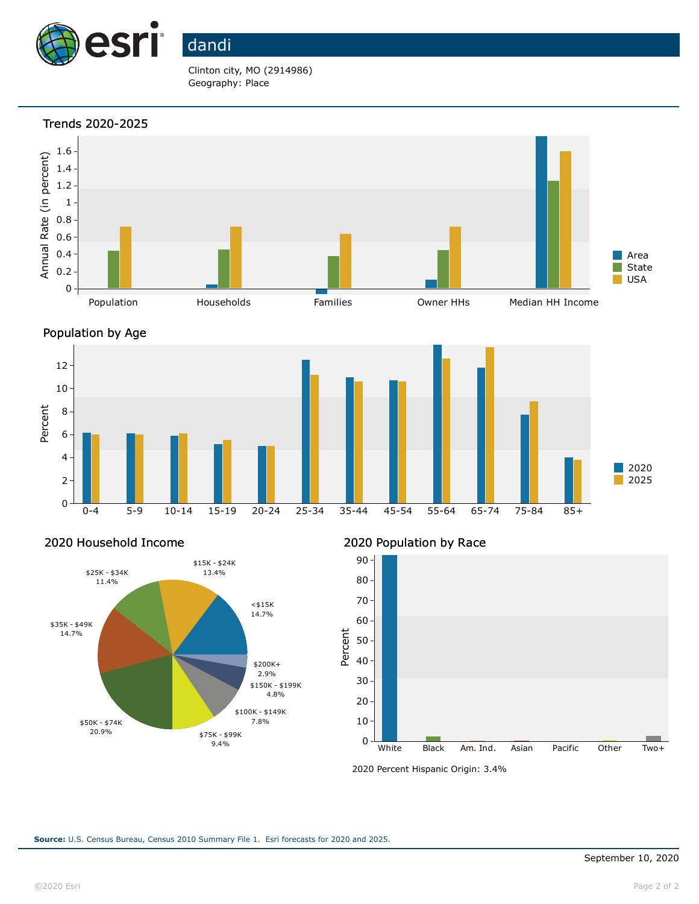# dandi

Clinton city, MO (2914986)
Geography: Place

## Trends 2020-2025

Annual Rate (in percent)

1.6
1.4
1.2
1
0.8
0.6
0.4
0.2
0

Population
Households
Families
Owner HHs
Median HH Income

Area
State
USA

## Population by Age

Percent

12
10
8
6
4
2
0

0-4
5-9
10-14
15-19
20-24
25-34
35-44
45-54
55-64
65-74
75-84
85+

2020
2025

## 2020 Household Income

$15K - $24K
13.4%

$25K - $34K
11.4%

<$15K
14.7%

$35K - $49K
14.7%

$200K+
2.9%

$150K - $199K
4.8%

$100K - $149K
7.8%

$50K - $74K
20.9%

$75K - $99K
9.4%

## 2020 Population by Race

Percent

90
80
70
60
50
40
30
20
10
0

White
Black
Am. Ind.
Asian
Pacific
Other
Two+

2020 Percent Hispanic Origin: 3.4%

**Source:** U.S. Census Bureau, Census 2010 Summary File 1. Esri forecasts for 2020 and 2025.

September 10, 2020

©2020 Esri